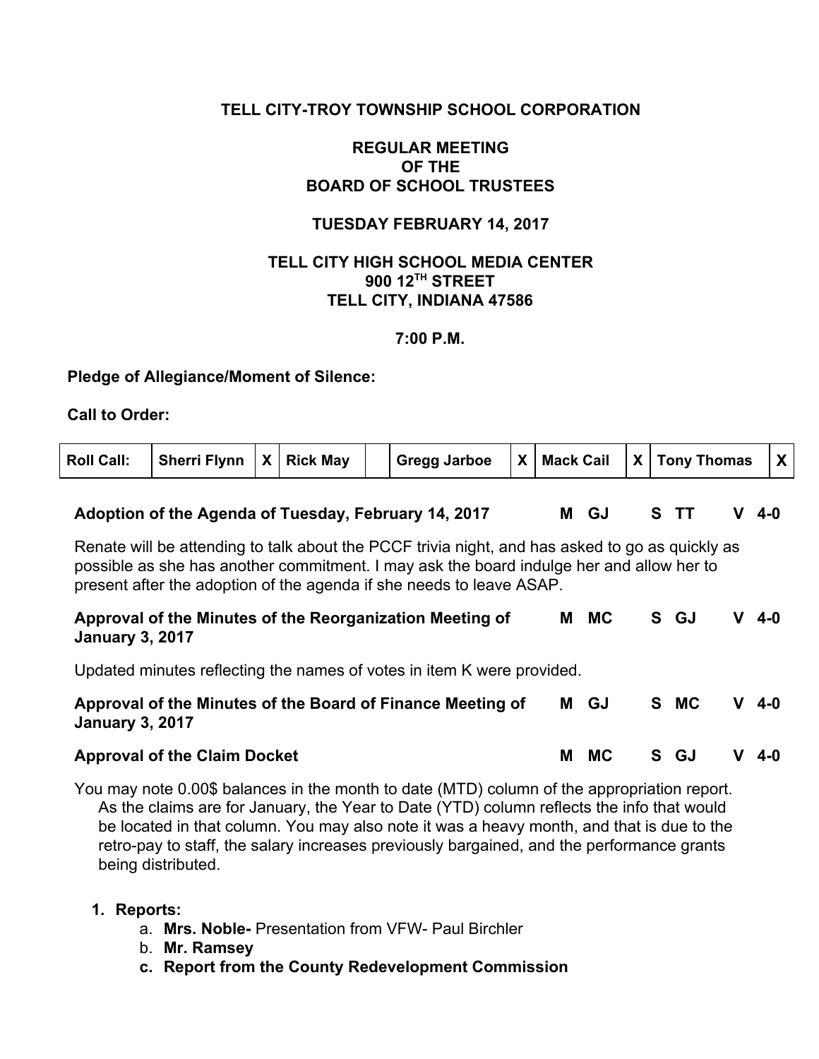# TELL CITY-TROY TOWNSHIP SCHOOL CORPORATION

## REGULAR MEETING
## OF THE
## BOARD OF SCHOOL TRUSTEES

### TUESDAY FEBRUARY 14, 2017

### TELL CITY HIGH SCHOOL MEDIA CENTER
### 900 12TH STREET
### TELL CITY, INDIANA 47586

### 7:00 P.M.

**Pledge of Allegiance/Moment of Silence:**

**Call to Order:**

| Roll Call: | Sherri Flynn | X | Rick May | | Gregg Jarboe | X | Mack Cail | X | Tony Thomas | X |
|---|---|---|---|---|---|---|---|---|---|---|

**Adoption of the Agenda of Tuesday, February 14, 2017** **M GJ S TT V 4-0**

Renate will be attending to talk about the PCCF trivia night, and has asked to go as quickly as possible as she has another commitment. I may ask the board indulge her and allow her to present after the adoption of the agenda if she needs to leave ASAP.

**Approval of the Minutes of the Reorganization Meeting of January 3, 2017** **M MC S GJ V 4-0**

Updated minutes reflecting the names of votes in item K were provided.

**Approval of the Minutes of the Board of Finance Meeting of January 3, 2017** **M GJ S MC V 4-0**

**Approval of the Claim Docket** **M MC S GJ V 4-0**

You may note 0.00$ balances in the month to date (MTD) column of the appropriation report. As the claims are for January, the Year to Date (YTD) column reflects the info that would be located in that column. You may also note it was a heavy month, and that is due to the retro-pay to staff, the salary increases previously bargained, and the performance grants being distributed.

1. **Reports:**
   a. **Mrs. Noble-** Presentation from VFW- Paul Birchler
   b. **Mr. Ramsey**
   c. **Report from the County Redevelopment Commission**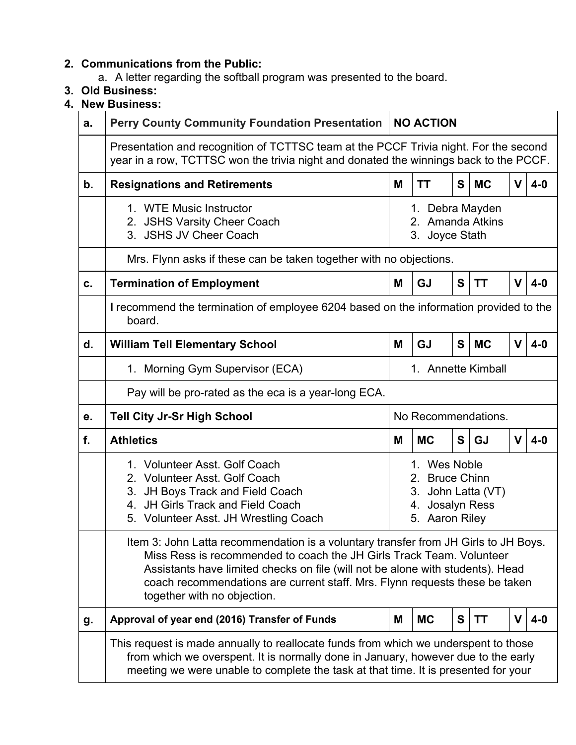2. **Communications from the Public:**
    a. A letter regarding the softball program was presented to the board.
3. **Old Business:**
4. **New Business:**

| | | | | | | | |
|---|---|---|---|---|---|---|---|
| a. | **Perry County Community Foundation Presentation** | **NO ACTION** | | | | | |
| | Presentation and recognition of TCTTSC team at the PCCF Trivia night. For the second year in a row, TCTTSC won the trivia night and donated the winnings back to the PCCF. | | | | | | |
| b. | **Resignations and Retirements** | **M** | **TT** | **S** | **MC** | **V** | **4-0** |
| | 1. WTE Music Instructor<br>2. JSHS Varsity Cheer Coach<br>3. JSHS JV Cheer Coach | 1. Debra Mayden<br>2. Amanda Atkins<br>3. Joyce Stath | | | | | |
| | Mrs. Flynn asks if these can be taken together with no objections. | | | | | | |
| c. | **Termination of Employment** | **M** | **GJ** | **S** | **TT** | **V** | **4-0** |
| | **I** recommend the termination of employee 6204 based on the information provided to the board. | | | | | | |
| d. | **William Tell Elementary School** | **M** | **GJ** | **S** | **MC** | **V** | **4-0** |
| | 1. Morning Gym Supervisor (ECA) | 1. Annette Kimball | | | | | |
| | Pay will be pro-rated as the eca is a year-long ECA. | | | | | | |
| e. | **Tell City Jr-Sr High School** | No Recommendations. | | | | | |
| f. | **Athletics** | **M** | **MC** | **S** | **GJ** | **V** | **4-0** |
| | 1. Volunteer Asst. Golf Coach<br>2. Volunteer Asst. Golf Coach<br>3. JH Boys Track and Field Coach<br>4. JH Girls Track and Field Coach<br>5. Volunteer Asst. JH Wrestling Coach | 1. Wes Noble<br>2. Bruce Chinn<br>3. John Latta (VT)<br>4. Josalyn Ress<br>5. Aaron Riley | | | | | |
| | Item 3: John Latta recommendation is a voluntary transfer from JH Girls to JH Boys. Miss Ress is recommended to coach the JH Girls Track Team. Volunteer Assistants have limited checks on file (will not be alone with students). Head coach recommendations are current staff. Mrs. Flynn requests these be taken together with no objection. | | | | | | |
| g. | **Approval of year end (2016) Transfer of Funds** | **M** | **MC** | **S** | **TT** | **V** | **4-0** |
| | This request is made annually to reallocate funds from which we underspent to those from which we overspent. It is normally done in January, however due to the early meeting we were unable to complete the task at that time. It is presented for your | | | | | | |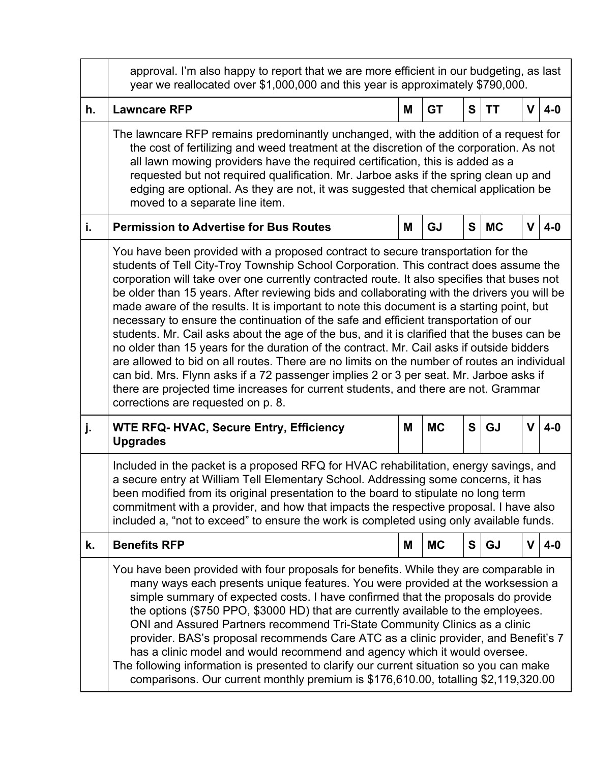| | | | | | | | |
|---|---|---|---|---|---|---|---|
| | approval. I'm also happy to report that we are more efficient in our budgeting, as last year we reallocated over $1,000,000 and this year is approximately $790,000. | | | | | | |
| h. | **Lawncare RFP** | **M** | **GT** | **S** | **TT** | **V** | **4-0** |
| | The lawncare RFP remains predominantly unchanged, with the addition of a request for the cost of fertilizing and weed treatment at the discretion of the corporation. As not all lawn mowing providers have the required certification, this is added as a requested but not required qualification. Mr. Jarboe asks if the spring clean up and edging are optional. As they are not, it was suggested that chemical application be moved to a separate line item. | | | | | | |
| i. | **Permission to Advertise for Bus Routes** | **M** | **GJ** | **S** | **MC** | **V** | **4-0** |
| | You have been provided with a proposed contract to secure transportation for the students of Tell City-Troy Township School Corporation. This contract does assume the corporation will take over one currently contracted route. It also specifies that buses not be older than 15 years. After reviewing bids and collaborating with the drivers you will be made aware of the results. It is important to note this document is a starting point, but necessary to ensure the continuation of the safe and efficient transportation of our students. Mr. Cail asks about the age of the bus, and it is clarified that the buses can be no older than 15 years for the duration of the contract. Mr. Cail asks if outside bidders are allowed to bid on all routes. There are no limits on the number of routes an individual can bid. Mrs. Flynn asks if a 72 passenger implies 2 or 3 per seat. Mr. Jarboe asks if there are projected time increases for current students, and there are not. Grammar corrections are requested on p. 8. | | | | | | |
| j. | **WTE RFQ- HVAC, Secure Entry, Efficiency Upgrades** | **M** | **MC** | **S** | **GJ** | **V** | **4-0** |
| | Included in the packet is a proposed RFQ for HVAC rehabilitation, energy savings, and a secure entry at William Tell Elementary School. Addressing some concerns, it has been modified from its original presentation to the board to stipulate no long term commitment with a provider, and how that impacts the respective proposal. I have also included a, "not to exceed" to ensure the work is completed using only available funds. | | | | | | |
| k. | **Benefits RFP** | **M** | **MC** | **S** | **GJ** | **V** | **4-0** |
| | You have been provided with four proposals for benefits. While they are comparable in many ways each presents unique features. You were provided at the worksession a simple summary of expected costs. I have confirmed that the proposals do provide the options ($750 PPO, $3000 HD) that are currently available to the employees. ONI and Assured Partners recommend Tri-State Community Clinics as a clinic provider. BAS's proposal recommends Care ATC as a clinic provider, and Benefit's 7 has a clinic model and would recommend and agency which it would oversee. The following information is presented to clarify our current situation so you can make comparisons. Our current monthly premium is $176,610.00, totalling $2,119,320.00 | | | | | | |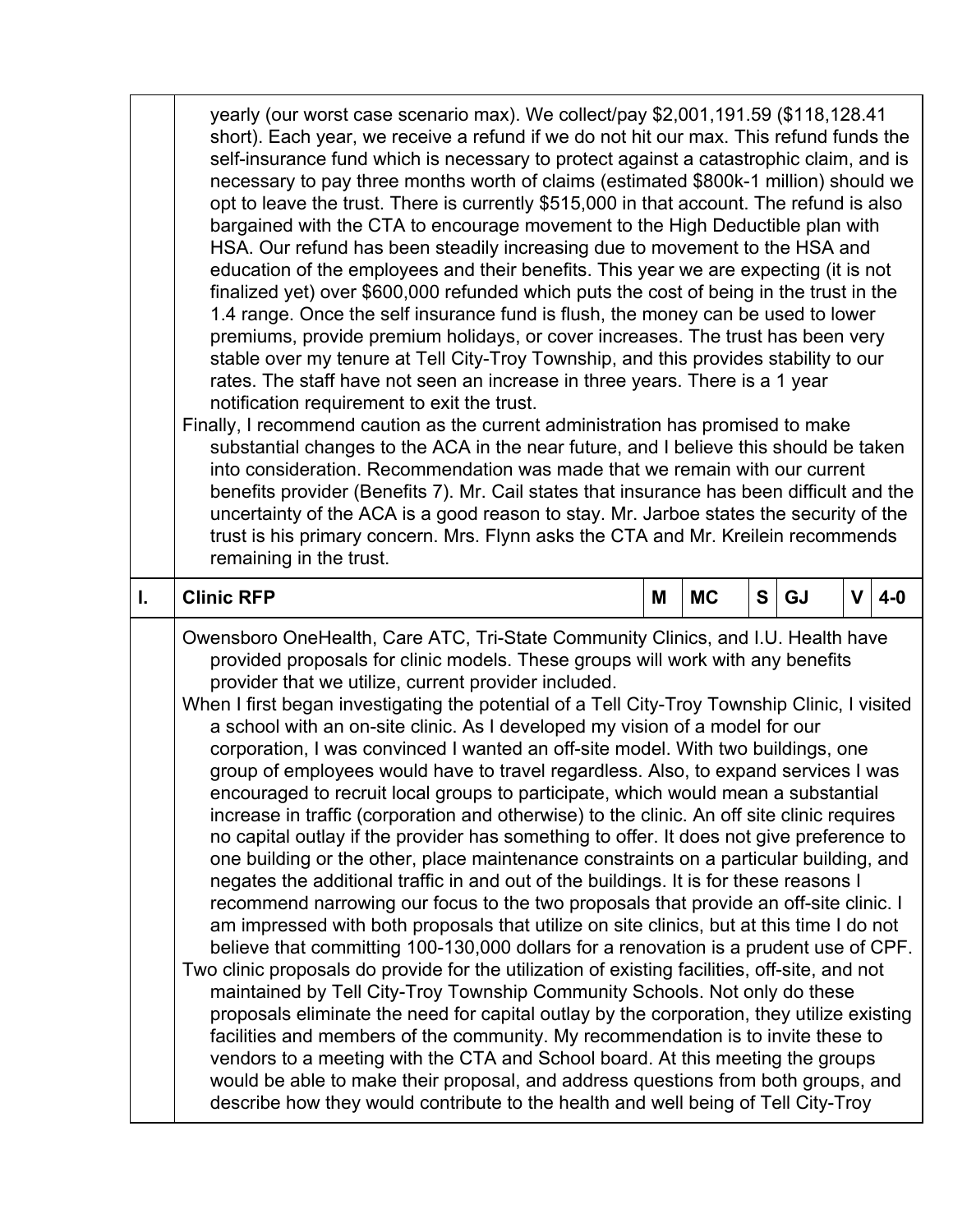yearly (our worst case scenario max). We collect/pay $2,001,191.59 ($118,128.41 short). Each year, we receive a refund if we do not hit our max. This refund funds the self-insurance fund which is necessary to protect against a catastrophic claim, and is necessary to pay three months worth of claims (estimated $800k-1 million) should we opt to leave the trust. There is currently $515,000 in that account. The refund is also bargained with the CTA to encourage movement to the High Deductible plan with HSA. Our refund has been steadily increasing due to movement to the HSA and education of the employees and their benefits. This year we are expecting (it is not finalized yet) over $600,000 refunded which puts the cost of being in the trust in the 1.4 range. Once the self insurance fund is flush, the money can be used to lower premiums, provide premium holidays, or cover increases. The trust has been very stable over my tenure at Tell City-Troy Township, and this provides stability to our rates. The staff have not seen an increase in three years. There is a 1 year notification requirement to exit the trust.

Finally, I recommend caution as the current administration has promised to make substantial changes to the ACA in the near future, and I believe this should be taken into consideration. Recommendation was made that we remain with our current benefits provider (Benefits 7). Mr. Cail states that insurance has been difficult and the uncertainty of the ACA is a good reason to stay. Mr. Jarboe states the security of the trust is his primary concern. Mrs. Flynn asks the CTA and Mr. Kreilein recommends remaining in the trust.

| I. | Clinic RFP | M | MC | S | GJ | V | 4-0 |
|---|---|---|---|---|---|---|---|

Owensboro OneHealth, Care ATC, Tri-State Community Clinics, and I.U. Health have provided proposals for clinic models. These groups will work with any benefits provider that we utilize, current provider included.

When I first began investigating the potential of a Tell City-Troy Township Clinic, I visited a school with an on-site clinic. As I developed my vision of a model for our corporation, I was convinced I wanted an off-site model. With two buildings, one group of employees would have to travel regardless. Also, to expand services I was encouraged to recruit local groups to participate, which would mean a substantial increase in traffic (corporation and otherwise) to the clinic. An off site clinic requires no capital outlay if the provider has something to offer. It does not give preference to one building or the other, place maintenance constraints on a particular building, and negates the additional traffic in and out of the buildings. It is for these reasons I recommend narrowing our focus to the two proposals that provide an off-site clinic. I am impressed with both proposals that utilize on site clinics, but at this time I do not believe that committing 100-130,000 dollars for a renovation is a prudent use of CPF.

Two clinic proposals do provide for the utilization of existing facilities, off-site, and not maintained by Tell City-Troy Township Community Schools. Not only do these proposals eliminate the need for capital outlay by the corporation, they utilize existing facilities and members of the community. My recommendation is to invite these to vendors to a meeting with the CTA and School board. At this meeting the groups would be able to make their proposal, and address questions from both groups, and describe how they would contribute to the health and well being of Tell City-Troy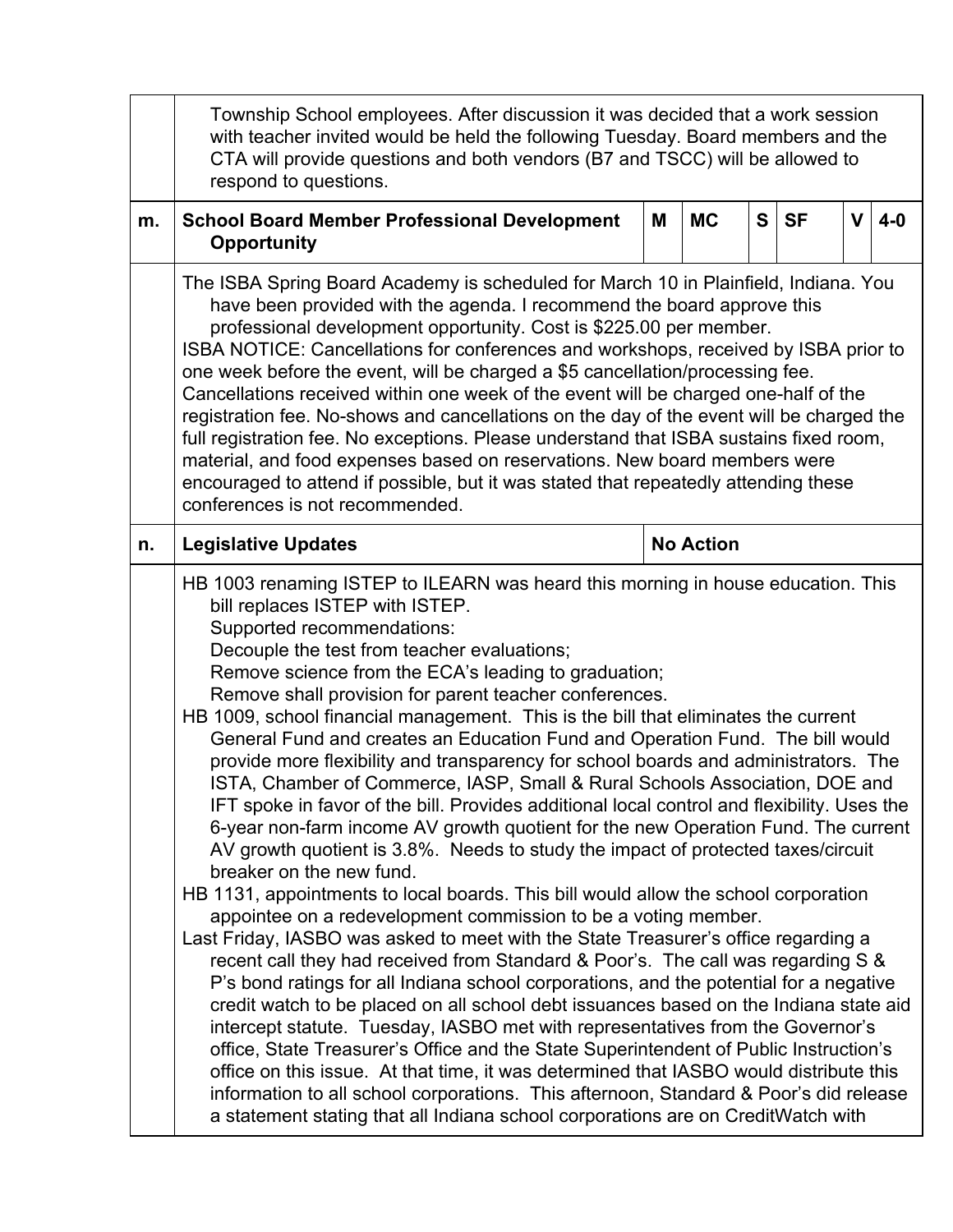| | | | | | | | |
|---|---|---|---|---|---|---|---|
| | Township School employees. After discussion it was decided that a work session with teacher invited would be held the following Tuesday. Board members and the CTA will provide questions and both vendors (B7 and TSCC) will be allowed to respond to questions. | | | | | | |
| **m.** | **School Board Member Professional Development Opportunity** | **M** | **MC** | **S** | **SF** | **V** | **4-0** |
| | The ISBA Spring Board Academy is scheduled for March 10 in Plainfield, Indiana. You have been provided with the agenda. I recommend the board approve this professional development opportunity. Cost is $225.00 per member.<br>ISBA NOTICE: Cancellations for conferences and workshops, received by ISBA prior to one week before the event, will be charged a $5 cancellation/processing fee. Cancellations received within one week of the event will be charged one-half of the registration fee. No-shows and cancellations on the day of the event will be charged the full registration fee. No exceptions. Please understand that ISBA sustains fixed room, material, and food expenses based on reservations. New board members were encouraged to attend if possible, but it was stated that repeatedly attending these conferences is not recommended. | | | | | | |
| **n.** | **Legislative Updates** | **No Action** | | | | | |
| | HB 1003 renaming ISTEP to ILEARN was heard this morning in house education. This bill replaces ISTEP with ISTEP.<br>Supported recommendations:<br>Decouple the test from teacher evaluations;<br>Remove science from the ECA's leading to graduation;<br>Remove shall provision for parent teacher conferences.<br>HB 1009, school financial management. This is the bill that eliminates the current General Fund and creates an Education Fund and Operation Fund. The bill would provide more flexibility and transparency for school boards and administrators. The ISTA, Chamber of Commerce, IASP, Small & Rural Schools Association, DOE and IFT spoke in favor of the bill. Provides additional local control and flexibility. Uses the 6-year non-farm income AV growth quotient for the new Operation Fund. The current AV growth quotient is 3.8%. Needs to study the impact of protected taxes/circuit breaker on the new fund.<br>HB 1131, appointments to local boards. This bill would allow the school corporation appointee on a redevelopment commission to be a voting member.<br>Last Friday, IASBO was asked to meet with the State Treasurer's office regarding a recent call they had received from Standard & Poor's. The call was regarding S & P's bond ratings for all Indiana school corporations, and the potential for a negative credit watch to be placed on all school debt issuances based on the Indiana state aid intercept statute. Tuesday, IASBO met with representatives from the Governor's office, State Treasurer's Office and the State Superintendent of Public Instruction's office on this issue. At that time, it was determined that IASBO would distribute this information to all school corporations. This afternoon, Standard & Poor's did release a statement stating that all Indiana school corporations are on CreditWatch with | | | | | | |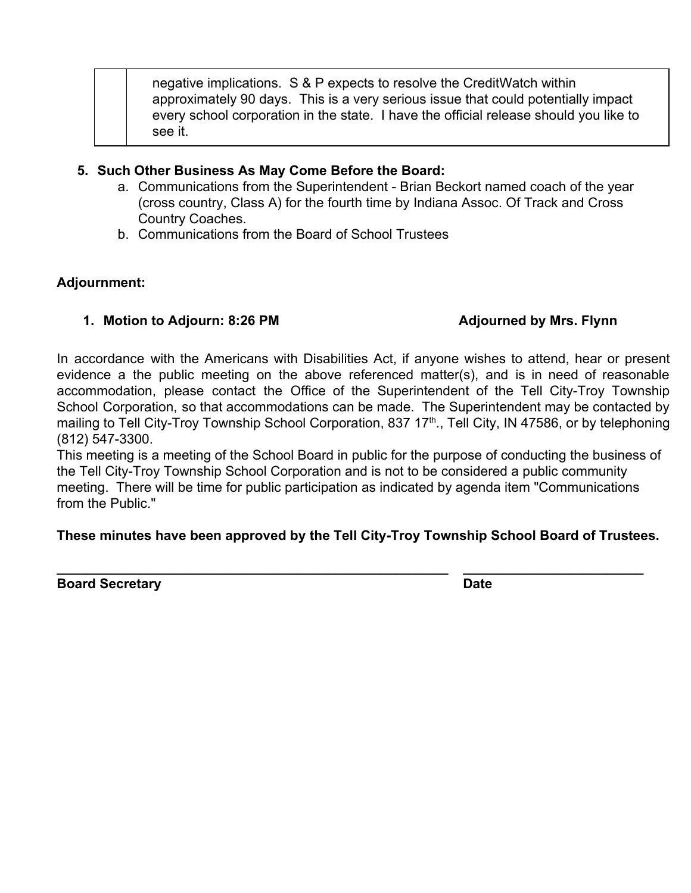| | |
|---|---|
| | negative implications. S & P expects to resolve the CreditWatch within approximately 90 days. This is a very serious issue that could potentially impact every school corporation in the state. I have the official release should you like to see it. |

5. **Such Other Business As May Come Before the Board:**
   a. Communications from the Superintendent - Brian Beckort named coach of the year (cross country, Class A) for the fourth time by Indiana Assoc. Of Track and Cross Country Coaches.
   b. Communications from the Board of School Trustees

**Adjournment:**

1. **Motion to Adjourn: 8:26 PM** **Adjourned by Mrs. Flynn**

In accordance with the Americans with Disabilities Act, if anyone wishes to attend, hear or present evidence a the public meeting on the above referenced matter(s), and is in need of reasonable accommodation, please contact the Office of the Superintendent of the Tell City-Troy Township School Corporation, so that accommodations can be made. The Superintendent may be contacted by mailing to Tell City-Troy Township School Corporation, 837 17th., Tell City, IN 47586, or by telephoning (812) 547-3300.

This meeting is a meeting of the School Board in public for the purpose of conducting the business of the Tell City-Troy Township School Corporation and is not to be considered a public community meeting. There will be time for public participation as indicated by agenda item "Communications from the Public."

**These minutes have been approved by the Tell City-Troy Township School Board of Trustees.**

_______________________________________________ ____________________

**Board Secretary** **Date**